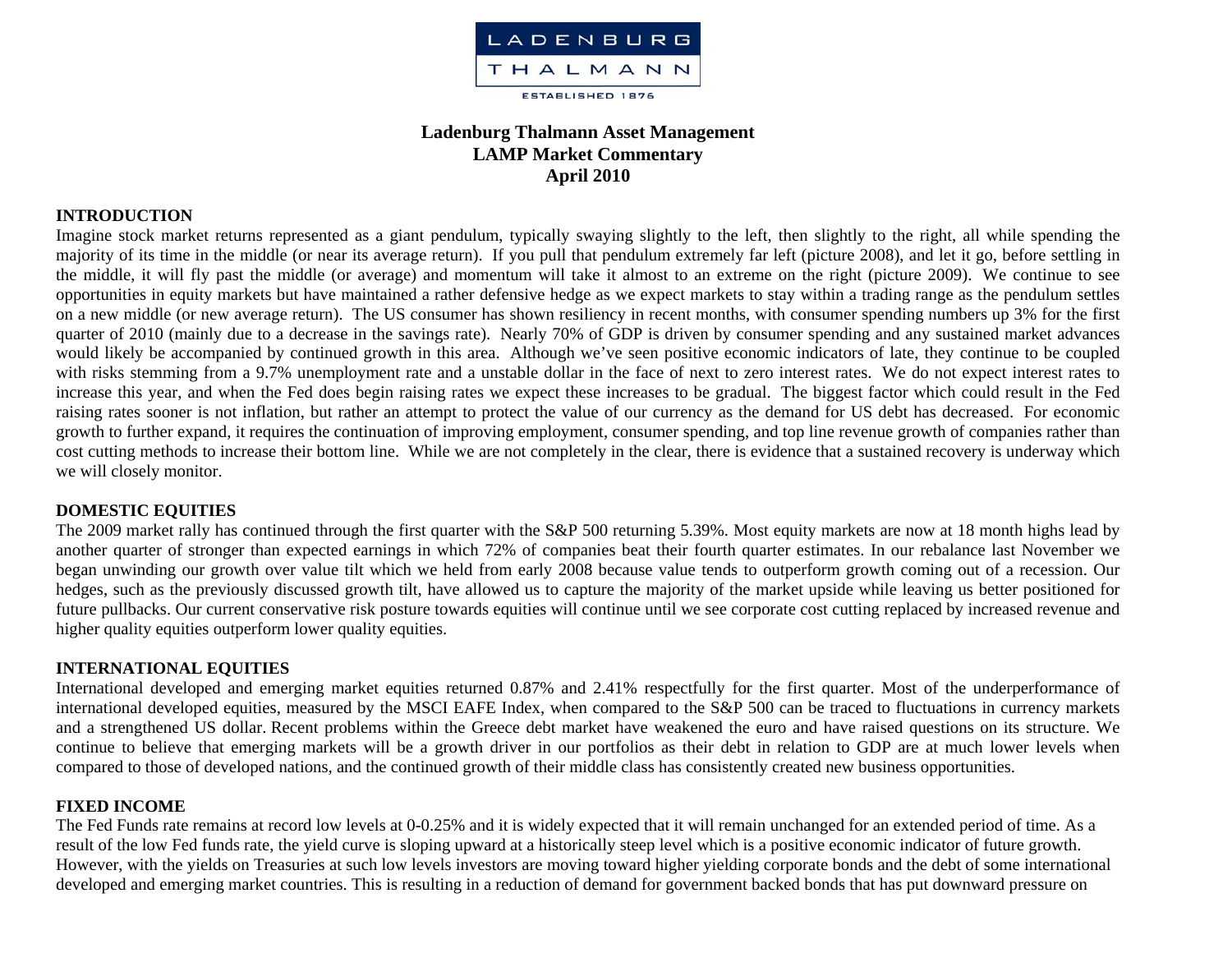LADENBURG THALMANN

ESTABLISHED 1876

# Ladenburg Thalmann Asset Management
# LAMP Market Commentary
# April 2010

## INTRODUCTION

Imagine stock market returns represented as a giant pendulum, typically swaying slightly to the left, then slightly to the right, all while spending the majority of its time in the middle (or near its average return). If you pull that pendulum extremely far left (picture 2008), and let it go, before settling in the middle, it will fly past the middle (or average) and momentum will take it almost to an extreme on the right (picture 2009). We continue to see opportunities in equity markets but have maintained a rather defensive hedge as we expect markets to stay within a trading range as the pendulum settles on a new middle (or new average return). The US consumer has shown resiliency in recent months, with consumer spending numbers up 3% for the first quarter of 2010 (mainly due to a decrease in the savings rate). Nearly 70% of GDP is driven by consumer spending and any sustained market advances would likely be accompanied by continued growth in this area. Although we've seen positive economic indicators of late, they continue to be coupled with risks stemming from a 9.7% unemployment rate and a unstable dollar in the face of next to zero interest rates. We do not expect interest rates to increase this year, and when the Fed does begin raising rates we expect these increases to be gradual. The biggest factor which could result in the Fed raising rates sooner is not inflation, but rather an attempt to protect the value of our currency as the demand for US debt has decreased. For economic growth to further expand, it requires the continuation of improving employment, consumer spending, and top line revenue growth of companies rather than cost cutting methods to increase their bottom line. While we are not completely in the clear, there is evidence that a sustained recovery is underway which we will closely monitor.

## DOMESTIC EQUITIES

The 2009 market rally has continued through the first quarter with the S&P 500 returning 5.39%. Most equity markets are now at 18 month highs lead by another quarter of stronger than expected earnings in which 72% of companies beat their fourth quarter estimates. In our rebalance last November we began unwinding our growth over value tilt which we held from early 2008 because value tends to outperform growth coming out of a recession. Our hedges, such as the previously discussed growth tilt, have allowed us to capture the majority of the market upside while leaving us better positioned for future pullbacks. Our current conservative risk posture towards equities will continue until we see corporate cost cutting replaced by increased revenue and higher quality equities outperform lower quality equities.

## INTERNATIONAL EQUITIES

International developed and emerging market equities returned 0.87% and 2.41% respectfully for the first quarter. Most of the underperformance of international developed equities, measured by the MSCI EAFE Index, when compared to the S&P 500 can be traced to fluctuations in currency markets and a strengthened US dollar. Recent problems within the Greece debt market have weakened the euro and have raised questions on its structure. We continue to believe that emerging markets will be a growth driver in our portfolios as their debt in relation to GDP are at much lower levels when compared to those of developed nations, and the continued growth of their middle class has consistently created new business opportunities.

## FIXED INCOME

The Fed Funds rate remains at record low levels at 0-0.25% and it is widely expected that it will remain unchanged for an extended period of time. As a result of the low Fed funds rate, the yield curve is sloping upward at a historically steep level which is a positive economic indicator of future growth. However, with the yields on Treasuries at such low levels investors are moving toward higher yielding corporate bonds and the debt of some international developed and emerging market countries. This is resulting in a reduction of demand for government backed bonds that has put downward pressure on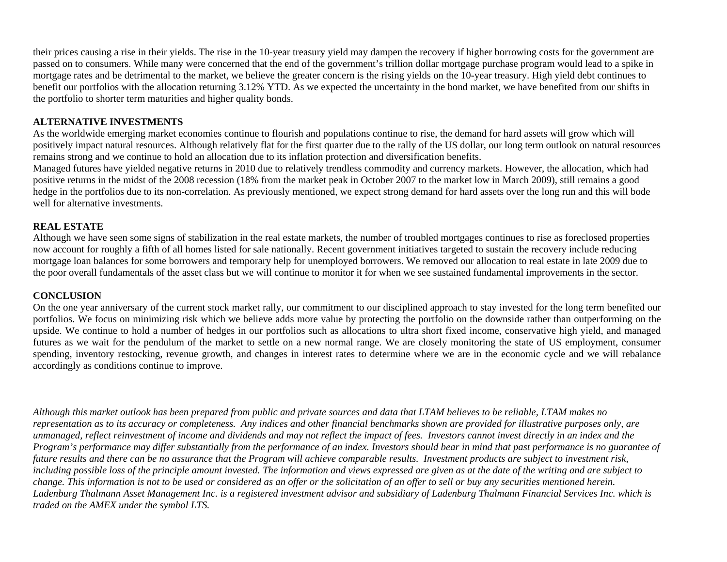their prices causing a rise in their yields. The rise in the 10-year treasury yield may dampen the recovery if higher borrowing costs for the government are passed on to consumers. While many were concerned that the end of the government's trillion dollar mortgage purchase program would lead to a spike in mortgage rates and be detrimental to the market, we believe the greater concern is the rising yields on the 10-year treasury. High yield debt continues to benefit our portfolios with the allocation returning 3.12% YTD. As we expected the uncertainty in the bond market, we have benefited from our shifts in the portfolio to shorter term maturities and higher quality bonds.

**ALTERNATIVE INVESTMENTS**

As the worldwide emerging market economies continue to flourish and populations continue to rise, the demand for hard assets will grow which will positively impact natural resources. Although relatively flat for the first quarter due to the rally of the US dollar, our long term outlook on natural resources remains strong and we continue to hold an allocation due to its inflation protection and diversification benefits.

Managed futures have yielded negative returns in 2010 due to relatively trendless commodity and currency markets. However, the allocation, which had positive returns in the midst of the 2008 recession (18% from the market peak in October 2007 to the market low in March 2009), still remains a good hedge in the portfolios due to its non-correlation. As previously mentioned, we expect strong demand for hard assets over the long run and this will bode well for alternative investments.

**REAL ESTATE**

Although we have seen some signs of stabilization in the real estate markets, the number of troubled mortgages continues to rise as foreclosed properties now account for roughly a fifth of all homes listed for sale nationally. Recent government initiatives targeted to sustain the recovery include reducing mortgage loan balances for some borrowers and temporary help for unemployed borrowers. We removed our allocation to real estate in late 2009 due to the poor overall fundamentals of the asset class but we will continue to monitor it for when we see sustained fundamental improvements in the sector.

**CONCLUSION**

On the one year anniversary of the current stock market rally, our commitment to our disciplined approach to stay invested for the long term benefited our portfolios. We focus on minimizing risk which we believe adds more value by protecting the portfolio on the downside rather than outperforming on the upside. We continue to hold a number of hedges in our portfolios such as allocations to ultra short fixed income, conservative high yield, and managed futures as we wait for the pendulum of the market to settle on a new normal range. We are closely monitoring the state of US employment, consumer spending, inventory restocking, revenue growth, and changes in interest rates to determine where we are in the economic cycle and we will rebalance accordingly as conditions continue to improve.

*Although this market outlook has been prepared from public and private sources and data that LTAM believes to be reliable, LTAM makes no representation as to its accuracy or completeness. Any indices and other financial benchmarks shown are provided for illustrative purposes only, are unmanaged, reflect reinvestment of income and dividends and may not reflect the impact of fees. Investors cannot invest directly in an index and the Program's performance may differ substantially from the performance of an index. Investors should bear in mind that past performance is no guarantee of future results and there can be no assurance that the Program will achieve comparable results. Investment products are subject to investment risk, including possible loss of the principle amount invested. The information and views expressed are given as at the date of the writing and are subject to change. This information is not to be used or considered as an offer or the solicitation of an offer to sell or buy any securities mentioned herein. Ladenburg Thalmann Asset Management Inc. is a registered investment advisor and subsidiary of Ladenburg Thalmann Financial Services Inc. which is traded on the AMEX under the symbol LTS.*